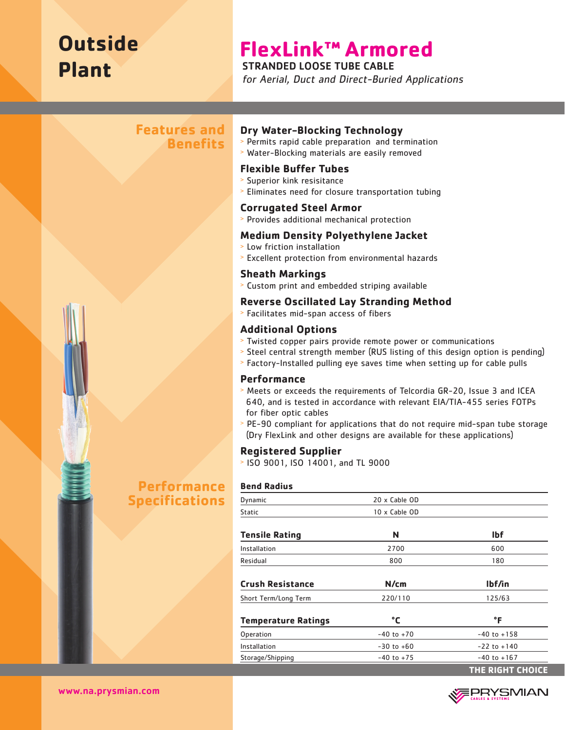# Outside Plant

# FlexLink™ Armored

**STRANDED LOOSE TUBE CABLE**

*for Aerial, Duct and Direct-Buried Applications*

## Features and Benefits

### Dry Water-Blocking Technology

- Permits rapid cable preparation and termination
- Water-Blocking materials are easily removed

### Flexible Buffer Tubes

- Superior kink resisitance
- Eliminates need for closure transportation tubing

### Corrugated Steel Armor

- Provides additional mechanical protection

### Medium Density Polyethylene Jacket

- Low friction installation
- Excellent protection from environmental hazards

### Sheath Markings

- Custom print and embedded striping available

### Reverse Oscillated Lay Stranding Method

- Facilitates mid-span access of fibers

### Additional Options

- Twisted copper pairs provide remote power or communications
- Steel central strength member (RUS listing of this design option is pending)
- Factory-Installed pulling eye saves time when setting up for cable pulls

### Performance

- Meets or exceeds the requirements of Telcordia GR-20, Issue 3 and ICEA 640, and is tested in accordance with relevant EIA/TIA-455 series FOTPs for fiber optic cables
- PE-90 compliant for applications that do not require mid-span tube storage (Dry FlexLink and other designs are available for these applications)

### Registered Supplier

- ISO 9001, ISO 14001, and TL 9000

## Performance Specifications

| Bend Radius | |
|---|---|
| Dynamic | 20 x Cable OD |
| Static | 10 x Cable OD |

| Tensile Rating | N | lbf |
|---|---|---|
| Installation | 2700 | 600 |
| Residual | 800 | 180 |

| Crush Resistance | N/cm | lbf/in |
|---|---|---|
| Short Term/Long Term | 220/110 | 125/63 |

| Temperature Ratings | °C | °F |
|---|---|---|
| Operation | -40 to +70 | -40 to +158 |
| Installation | -30 to +60 | -22 to +140 |
| Storage/Shipping | -40 to +75 | -40 to +167 |

**THE RIGHT CHOICE**

www.na.prysmian.com

PRYSMIAN CABLES & SYSTEMS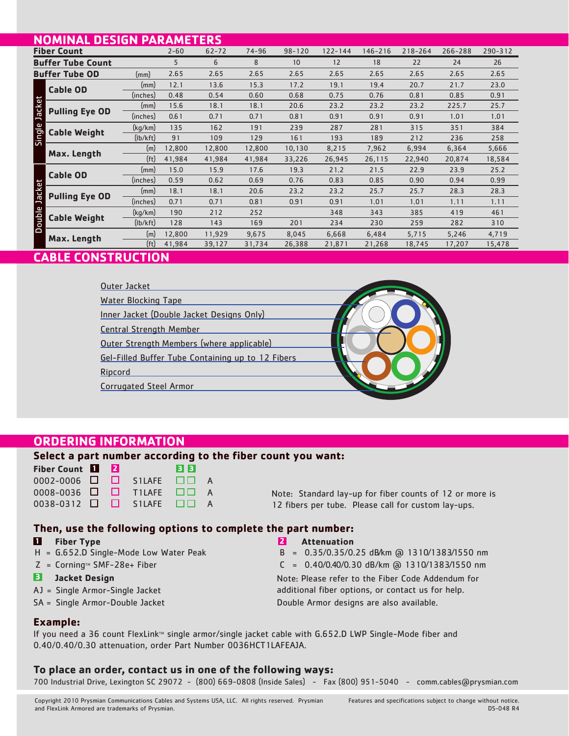## NOMINAL DESIGN PARAMETERS

| | | | 2-60 | 62-72 | 74-96 | 98-120 | 122-144 | 146-216 | 218-264 | 266-288 | 290-312 |
|---|---|---|---|---|---|---|---|---|---|---|---|
| **Fiber Count** | | | 2-60 | 62-72 | 74-96 | 98-120 | 122-144 | 146-216 | 218-264 | 266-288 | 290-312 |
| **Buffer Tube Count** | | | 5 | 6 | 8 | 10 | 12 | 18 | 22 | 24 | 26 |
| **Buffer Tube OD** | | (mm) | 2.65 | 2.65 | 2.65 | 2.65 | 2.65 | 2.65 | 2.65 | 2.65 | 2.65 |
| Single Jacket | **Cable OD** | (mm) | 12.1 | 13.6 | 15.3 | 17.2 | 19.1 | 19.4 | 20.7 | 21.7 | 23.0 |
| | | (inches) | 0.48 | 0.54 | 0.60 | 0.68 | 0.75 | 0.76 | 0.81 | 0.85 | 0.91 |
| | **Pulling Eye OD** | (mm) | 15.6 | 18.1 | 18.1 | 20.6 | 23.2 | 23.2 | 23.2 | 225.7 | 25.7 |
| | | (inches) | 0.61 | 0.71 | 0.71 | 0.81 | 0.91 | 0.91 | 0.91 | 1.01 | 1.01 |
| | **Cable Weight** | (kg/km) | 135 | 162 | 191 | 239 | 287 | 281 | 315 | 351 | 384 |
| | | (lb/kft) | 91 | 109 | 129 | 161 | 193 | 189 | 212 | 236 | 258 |
| | **Max. Length** | (m) | 12,800 | 12,800 | 12,800 | 10,130 | 8,215 | 7,962 | 6,994 | 6,364 | 5,666 |
| | | (ft) | 41,984 | 41,984 | 41,984 | 33,226 | 26,945 | 26,115 | 22,940 | 20,874 | 18,584 |
| Double Jacket | **Cable OD** | (mm) | 15.0 | 15.9 | 17.6 | 19.3 | 21.2 | 21.5 | 22.9 | 23.9 | 25.2 |
| | | (inches) | 0.59 | 0.62 | 0.69 | 0.76 | 0.83 | 0.85 | 0.90 | 0.94 | 0.99 |
| | **Pulling Eye OD** | (mm) | 18.1 | 18.1 | 20.6 | 23.2 | 23.2 | 25.7 | 25.7 | 28.3 | 28.3 |
| | | (inches) | 0.71 | 0.71 | 0.81 | 0.91 | 0.91 | 1.01 | 1.01 | 1.11 | 1.11 |
| | **Cable Weight** | (kg/km) | 190 | 212 | 252 | | 348 | 343 | 385 | 419 | 461 |
| | | (lb/kft) | 128 | 143 | 169 | 201 | 234 | 230 | 259 | 282 | 310 |
| | **Max. Length** | (m) | 12,800 | 11,929 | 9,675 | 8,045 | 6,668 | 6,484 | 5,715 | 5,246 | 4,719 |
| | | (ft) | 41,984 | 39,127 | 31,734 | 26,388 | 21,871 | 21,268 | 18,745 | 17,207 | 15,478 |

## CABLE CONSTRUCTION

Outer Jacket
Water Blocking Tape
Inner Jacket (Double Jacket Designs Only)
Central Strength Member
Outer Strength Members (where applicable)
Gel-Filled Buffer Tube Containing up to 12 Fibers
Ripcord
Corrugated Steel Armor

## ORDERING INFORMATION

### Select a part number according to the fiber count you want:

| Fiber Count | 1 | 2 | | 3 3 | |
|---|---|---|---|---|---|
| 0002-0006 | ☐ | ☐ | S1LAFE | ☐☐ | A |
| 0008-0036 | ☐ | ☐ | T1LAFE | ☐☐ | A |
| 0038-0312 | ☐ | ☐ | S1LAFE | ☐☐ | A |

Note: Standard lay-up for fiber counts of 12 or more is 12 fibers per tube. Please call for custom lay-ups.

### Then, use the following options to complete the part number:

**1 Fiber Type**

H = G.652.D Single-Mode Low Water Peak
Z = Corning™ SMF-28e+ Fiber

**3 Jacket Design**

AJ = Single Armor-Single Jacket
SA = Single Armor-Double Jacket

**2 Attenuation**

B = 0.35/0.35/0.25 dB/km @ 1310/1383/1550 nm
C = 0.40/0.40/0.30 dB/km @ 1310/1383/1550 nm

Note: Please refer to the Fiber Code Addendum for additional fiber options, or contact us for help. Double Armor designs are also available.

### Example:

If you need a 36 count FlexLink™ single armor/single jacket cable with G.652.D LWP Single-Mode fiber and 0.40/0.40/0.30 attenuation, order Part Number 0036HCT1LAFEAJA.

### To place an order, contact us in one of the following ways:

700 Industrial Drive, Lexington SC 29072 - (800) 669-0808 (Inside Sales) - Fax (800) 951-5040 - comm.cables@prysmian.com

Copyright 2010 Prysmian Communications Cables and Systems USA, LLC. All rights reserved. Prysmian and FlexLink Armored are trademarks of Prysmian.

Features and specifications subject to change without notice.
DS-048 R4